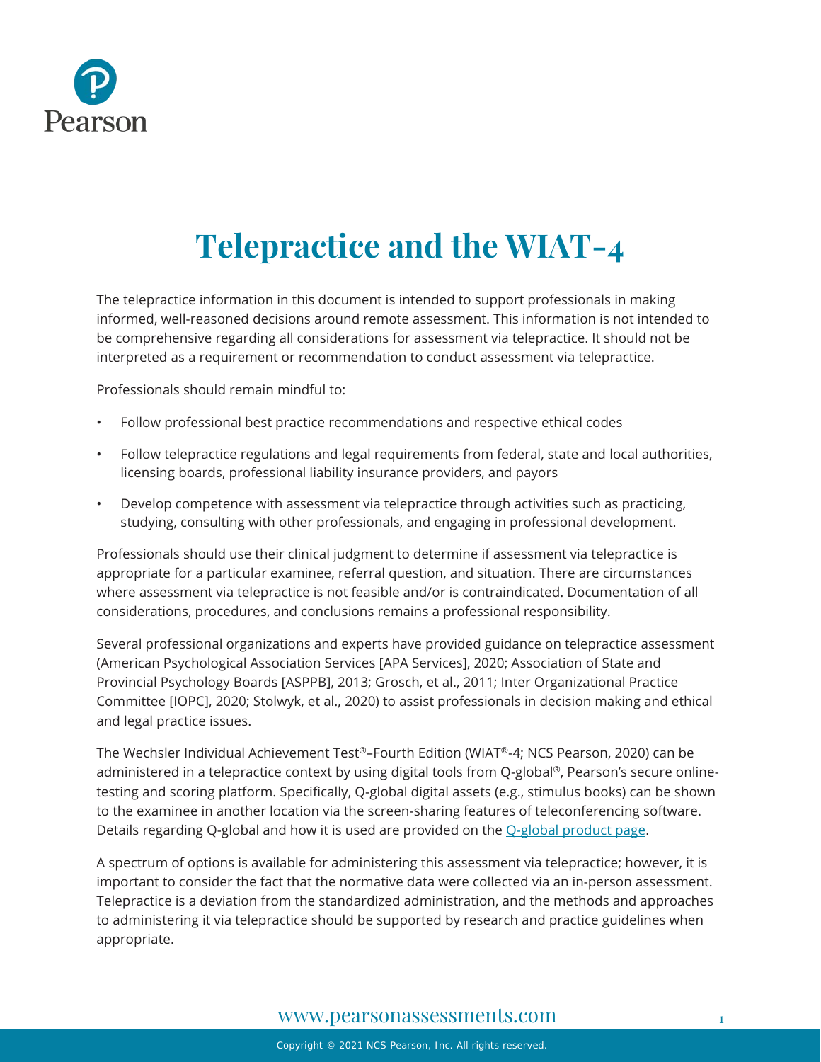# Telepractice and the WIAT-4

The telepractice information in this document is intended to support professionals in making informed, well-reasoned decisions around remote assessment. This information is not intended to be comprehensive regarding all considerations for assessment via telepractice. It should not be interpreted as a requirement or recommendation to conduct assessment via telepractice.

Professionals should remain mindful to:

- Follow professional best practice recommendations and respective ethical codes
- Follow telepractice regulations and legal requirements from federal, state and local authorities, licensing boards, professional liability insurance providers, and payors
- Develop competence with assessment via telepractice through activities such as practicing, studying, consulting with other professionals, and engaging in professional development.

Professionals should use their clinical judgment to determine if assessment via telepractice is appropriate for a particular examinee, referral question, and situation. There are circumstances where assessment via telepractice is not feasible and/or is contraindicated. Documentation of all considerations, procedures, and conclusions remains a professional responsibility.

Several professional organizations and experts have provided guidance on telepractice assessment (American Psychological Association Services [APA Services], 2020; Association of State and Provincial Psychology Boards [ASPPB], 2013; Grosch, et al., 2011; Inter Organizational Practice Committee [IOPC], 2020; Stolwyk, et al., 2020) to assist professionals in decision making and ethical and legal practice issues.

The Wechsler Individual Achievement Test®–Fourth Edition (WIAT®-4; NCS Pearson, 2020) can be administered in a telepractice context by using digital tools from Q-global®, Pearson's secure online-testing and scoring platform. Specifically, Q-global digital assets (e.g., stimulus books) can be shown to the examinee in another location via the screen-sharing features of teleconferencing software. Details regarding Q-global and how it is used are provided on the Q-global product page.

A spectrum of options is available for administering this assessment via telepractice; however, it is important to consider the fact that the normative data were collected via an in-person assessment. Telepractice is a deviation from the standardized administration, and the methods and approaches to administering it via telepractice should be supported by research and practice guidelines when appropriate.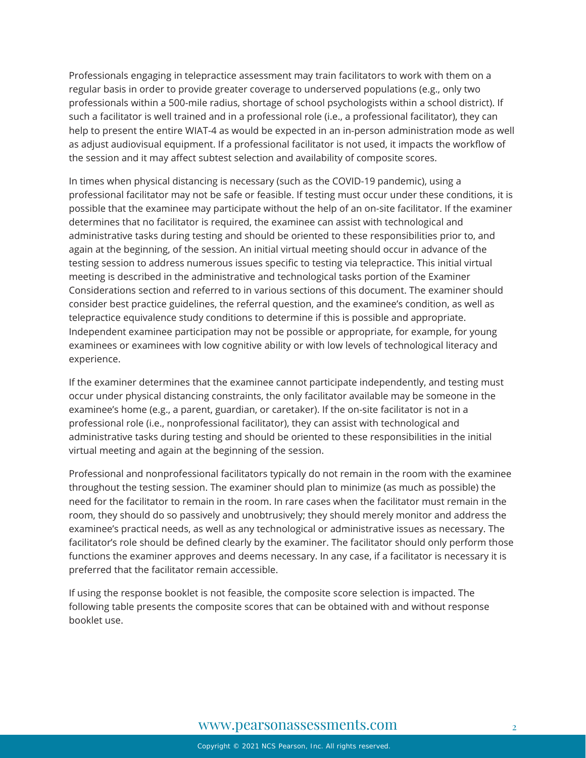Professionals engaging in telepractice assessment may train facilitators to work with them on a regular basis in order to provide greater coverage to underserved populations (e.g., only two professionals within a 500-mile radius, shortage of school psychologists within a school district). If such a facilitator is well trained and in a professional role (i.e., a professional facilitator), they can help to present the entire WIAT-4 as would be expected in an in-person administration mode as well as adjust audiovisual equipment. If a professional facilitator is not used, it impacts the workflow of the session and it may affect subtest selection and availability of composite scores.

In times when physical distancing is necessary (such as the COVID-19 pandemic), using a professional facilitator may not be safe or feasible. If testing must occur under these conditions, it is possible that the examinee may participate without the help of an on-site facilitator. If the examiner determines that no facilitator is required, the examinee can assist with technological and administrative tasks during testing and should be oriented to these responsibilities prior to, and again at the beginning, of the session. An initial virtual meeting should occur in advance of the testing session to address numerous issues specific to testing via telepractice. This initial virtual meeting is described in the administrative and technological tasks portion of the Examiner Considerations section and referred to in various sections of this document. The examiner should consider best practice guidelines, the referral question, and the examinee's condition, as well as telepractice equivalence study conditions to determine if this is possible and appropriate. Independent examinee participation may not be possible or appropriate, for example, for young examinees or examinees with low cognitive ability or with low levels of technological literacy and experience.

If the examiner determines that the examinee cannot participate independently, and testing must occur under physical distancing constraints, the only facilitator available may be someone in the examinee's home (e.g., a parent, guardian, or caretaker). If the on-site facilitator is not in a professional role (i.e., nonprofessional facilitator), they can assist with technological and administrative tasks during testing and should be oriented to these responsibilities in the initial virtual meeting and again at the beginning of the session.

Professional and nonprofessional facilitators typically do not remain in the room with the examinee throughout the testing session. The examiner should plan to minimize (as much as possible) the need for the facilitator to remain in the room. In rare cases when the facilitator must remain in the room, they should do so passively and unobtrusively; they should merely monitor and address the examinee's practical needs, as well as any technological or administrative issues as necessary. The facilitator's role should be defined clearly by the examiner. The facilitator should only perform those functions the examiner approves and deems necessary. In any case, if a facilitator is necessary it is preferred that the facilitator remain accessible.

If using the response booklet is not feasible, the composite score selection is impacted. The following table presents the composite scores that can be obtained with and without response booklet use.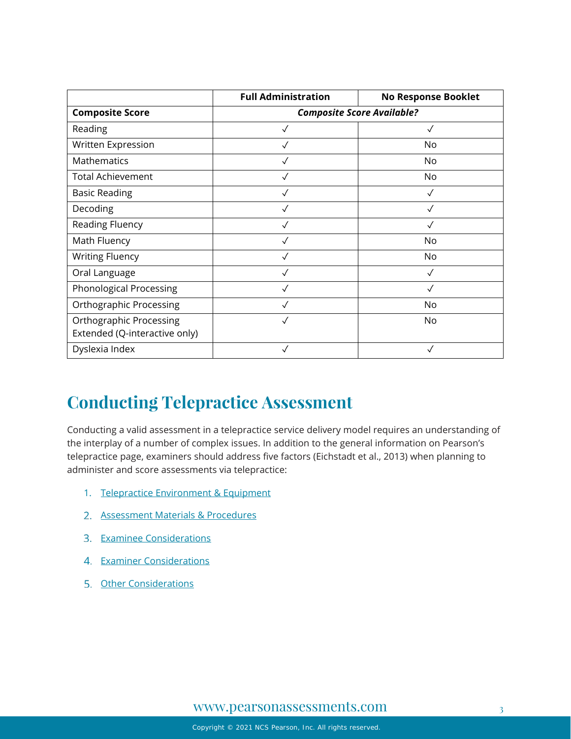| | Full Administration | No Response Booklet |
|---|---|---|
| **Composite Score** | ***Composite Score Available?*** | |
| Reading | ✓ | ✓ |
| Written Expression | ✓ | No |
| Mathematics | ✓ | No |
| Total Achievement | ✓ | No |
| Basic Reading | ✓ | ✓ |
| Decoding | ✓ | ✓ |
| Reading Fluency | ✓ | ✓ |
| Math Fluency | ✓ | No |
| Writing Fluency | ✓ | No |
| Oral Language | ✓ | ✓ |
| Phonological Processing | ✓ | ✓ |
| Orthographic Processing | ✓ | No |
| Orthographic Processing Extended (Q-interactive only) | ✓ | No |
| Dyslexia Index | ✓ | ✓ |

# Conducting Telepractice Assessment

Conducting a valid assessment in a telepractice service delivery model requires an understanding of the interplay of a number of complex issues. In addition to the general information on Pearson's telepractice page, examiners should address five factors (Eichstadt et al., 2013) when planning to administer and score assessments via telepractice:

1. Telepractice Environment & Equipment
2. Assessment Materials & Procedures
3. Examinee Considerations
4. Examiner Considerations
5. Other Considerations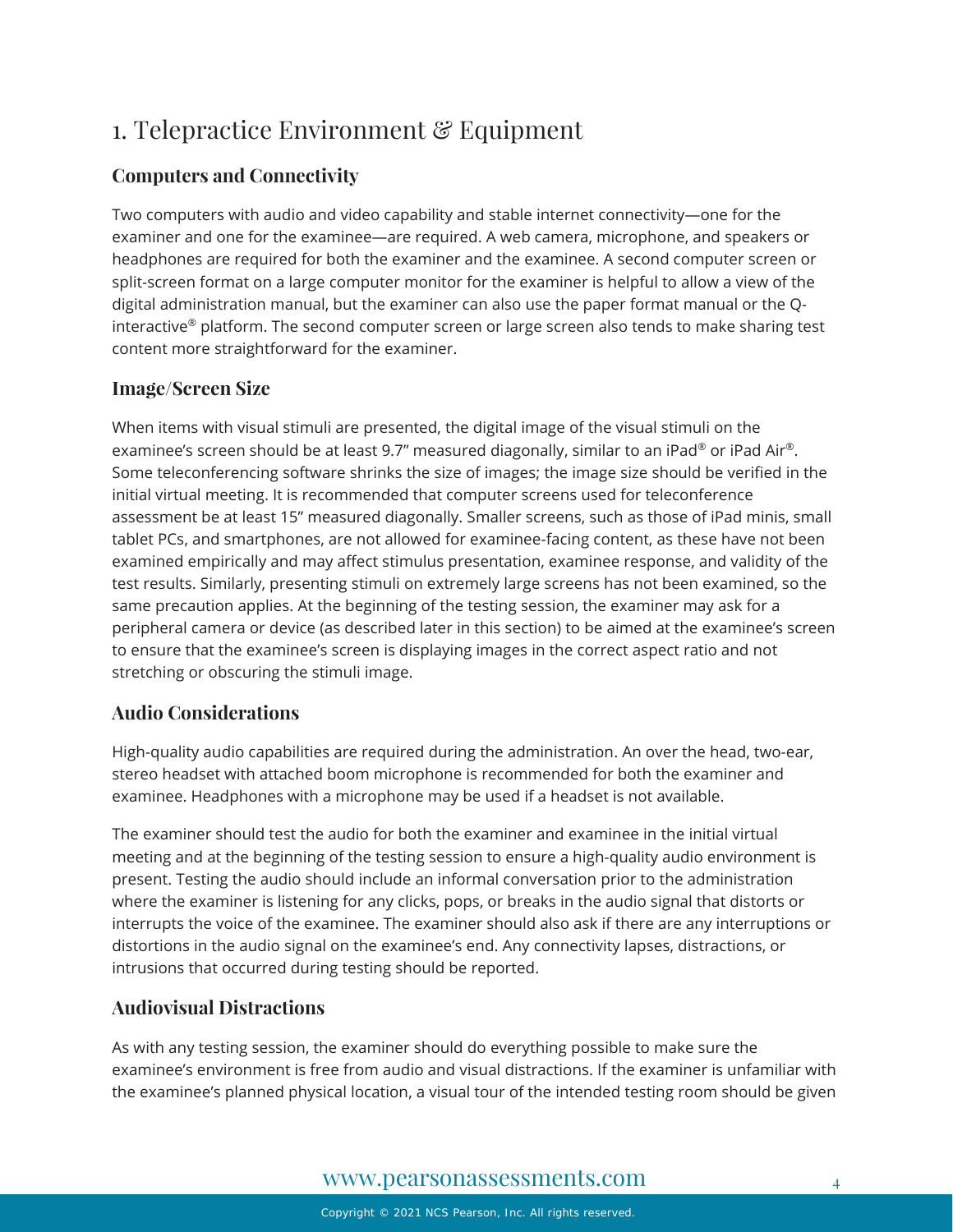# 1. Telepractice Environment & Equipment

## Computers and Connectivity

Two computers with audio and video capability and stable internet connectivity—one for the examiner and one for the examinee—are required. A web camera, microphone, and speakers or headphones are required for both the examiner and the examinee. A second computer screen or split-screen format on a large computer monitor for the examiner is helpful to allow a view of the digital administration manual, but the examiner can also use the paper format manual or the Q-interactive® platform. The second computer screen or large screen also tends to make sharing test content more straightforward for the examiner.

## Image/Screen Size

When items with visual stimuli are presented, the digital image of the visual stimuli on the examinee's screen should be at least 9.7" measured diagonally, similar to an iPad® or iPad Air®. Some teleconferencing software shrinks the size of images; the image size should be verified in the initial virtual meeting. It is recommended that computer screens used for teleconference assessment be at least 15" measured diagonally. Smaller screens, such as those of iPad minis, small tablet PCs, and smartphones, are not allowed for examinee-facing content, as these have not been examined empirically and may affect stimulus presentation, examinee response, and validity of the test results. Similarly, presenting stimuli on extremely large screens has not been examined, so the same precaution applies. At the beginning of the testing session, the examiner may ask for a peripheral camera or device (as described later in this section) to be aimed at the examinee's screen to ensure that the examinee's screen is displaying images in the correct aspect ratio and not stretching or obscuring the stimuli image.

## Audio Considerations

High-quality audio capabilities are required during the administration. An over the head, two-ear, stereo headset with attached boom microphone is recommended for both the examiner and examinee. Headphones with a microphone may be used if a headset is not available.

The examiner should test the audio for both the examiner and examinee in the initial virtual meeting and at the beginning of the testing session to ensure a high-quality audio environment is present. Testing the audio should include an informal conversation prior to the administration where the examiner is listening for any clicks, pops, or breaks in the audio signal that distorts or interrupts the voice of the examinee. The examiner should also ask if there are any interruptions or distortions in the audio signal on the examinee's end. Any connectivity lapses, distractions, or intrusions that occurred during testing should be reported.

## Audiovisual Distractions

As with any testing session, the examiner should do everything possible to make sure the examinee's environment is free from audio and visual distractions. If the examiner is unfamiliar with the examinee's planned physical location, a visual tour of the intended testing room should be given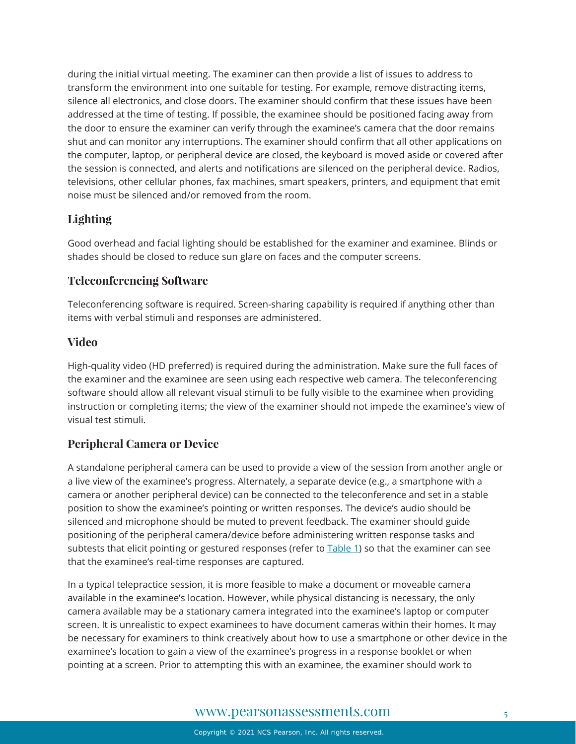during the initial virtual meeting. The examiner can then provide a list of issues to address to transform the environment into one suitable for testing. For example, remove distracting items, silence all electronics, and close doors. The examiner should confirm that these issues have been addressed at the time of testing. If possible, the examinee should be positioned facing away from the door to ensure the examiner can verify through the examinee's camera that the door remains shut and can monitor any interruptions. The examiner should confirm that all other applications on the computer, laptop, or peripheral device are closed, the keyboard is moved aside or covered after the session is connected, and alerts and notifications are silenced on the peripheral device. Radios, televisions, other cellular phones, fax machines, smart speakers, printers, and equipment that emit noise must be silenced and/or removed from the room.

### Lighting

Good overhead and facial lighting should be established for the examiner and examinee. Blinds or shades should be closed to reduce sun glare on faces and the computer screens.

### Teleconferencing Software

Teleconferencing software is required. Screen-sharing capability is required if anything other than items with verbal stimuli and responses are administered.

### Video

High-quality video (HD preferred) is required during the administration. Make sure the full faces of the examiner and the examinee are seen using each respective web camera. The teleconferencing software should allow all relevant visual stimuli to be fully visible to the examinee when providing instruction or completing items; the view of the examiner should not impede the examinee's view of visual test stimuli.

### Peripheral Camera or Device

A standalone peripheral camera can be used to provide a view of the session from another angle or a live view of the examinee's progress. Alternately, a separate device (e.g., a smartphone with a camera or another peripheral device) can be connected to the teleconference and set in a stable position to show the examinee's pointing or written responses. The device's audio should be silenced and microphone should be muted to prevent feedback. The examiner should guide positioning of the peripheral camera/device before administering written response tasks and subtests that elicit pointing or gestured responses (refer to Table 1) so that the examiner can see that the examinee's real-time responses are captured.

In a typical telepractice session, it is more feasible to make a document or moveable camera available in the examinee's location. However, while physical distancing is necessary, the only camera available may be a stationary camera integrated into the examinee's laptop or computer screen. It is unrealistic to expect examinees to have document cameras within their homes. It may be necessary for examiners to think creatively about how to use a smartphone or other device in the examinee's location to gain a view of the examinee's progress in a response booklet or when pointing at a screen. Prior to attempting this with an examinee, the examiner should work to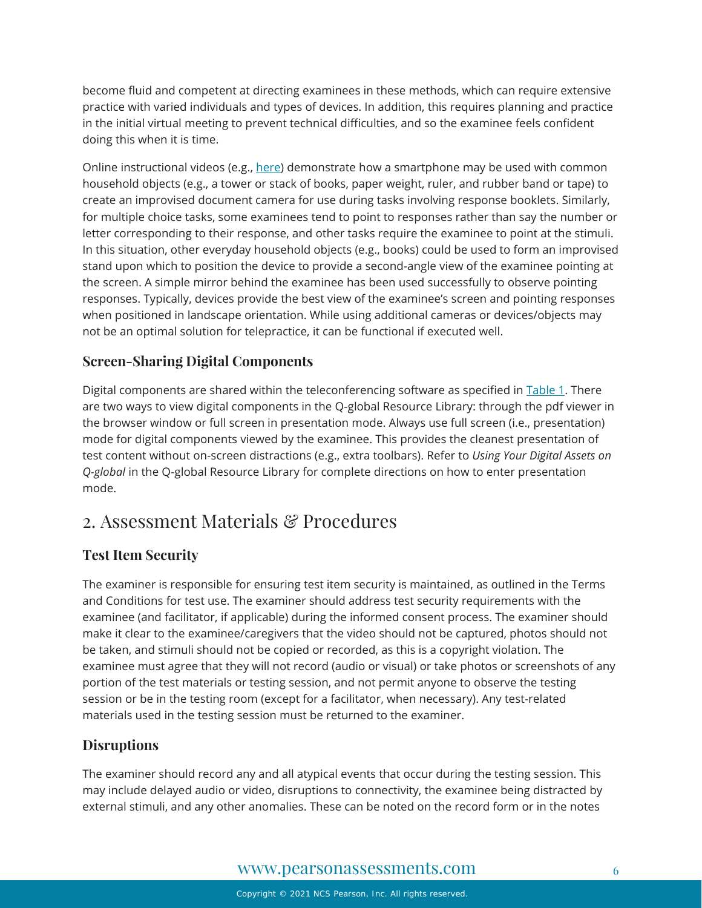become fluid and competent at directing examinees in these methods, which can require extensive practice with varied individuals and types of devices. In addition, this requires planning and practice in the initial virtual meeting to prevent technical difficulties, and so the examinee feels confident doing this when it is time.

Online instructional videos (e.g., here) demonstrate how a smartphone may be used with common household objects (e.g., a tower or stack of books, paper weight, ruler, and rubber band or tape) to create an improvised document camera for use during tasks involving response booklets. Similarly, for multiple choice tasks, some examinees tend to point to responses rather than say the number or letter corresponding to their response, and other tasks require the examinee to point at the stimuli. In this situation, other everyday household objects (e.g., books) could be used to form an improvised stand upon which to position the device to provide a second-angle view of the examinee pointing at the screen. A simple mirror behind the examinee has been used successfully to observe pointing responses. Typically, devices provide the best view of the examinee's screen and pointing responses when positioned in landscape orientation. While using additional cameras or devices/objects may not be an optimal solution for telepractice, it can be functional if executed well.

### Screen-Sharing Digital Components

Digital components are shared within the teleconferencing software as specified in Table 1. There are two ways to view digital components in the Q-global Resource Library: through the pdf viewer in the browser window or full screen in presentation mode. Always use full screen (i.e., presentation) mode for digital components viewed by the examinee. This provides the cleanest presentation of test content without on-screen distractions (e.g., extra toolbars). Refer to *Using Your Digital Assets on Q-global* in the Q-global Resource Library for complete directions on how to enter presentation mode.

## 2. Assessment Materials & Procedures

### Test Item Security

The examiner is responsible for ensuring test item security is maintained, as outlined in the Terms and Conditions for test use. The examiner should address test security requirements with the examinee (and facilitator, if applicable) during the informed consent process. The examiner should make it clear to the examinee/caregivers that the video should not be captured, photos should not be taken, and stimuli should not be copied or recorded, as this is a copyright violation. The examinee must agree that they will not record (audio or visual) or take photos or screenshots of any portion of the test materials or testing session, and not permit anyone to observe the testing session or be in the testing room (except for a facilitator, when necessary). Any test-related materials used in the testing session must be returned to the examiner.

### Disruptions

The examiner should record any and all atypical events that occur during the testing session. This may include delayed audio or video, disruptions to connectivity, the examinee being distracted by external stimuli, and any other anomalies. These can be noted on the record form or in the notes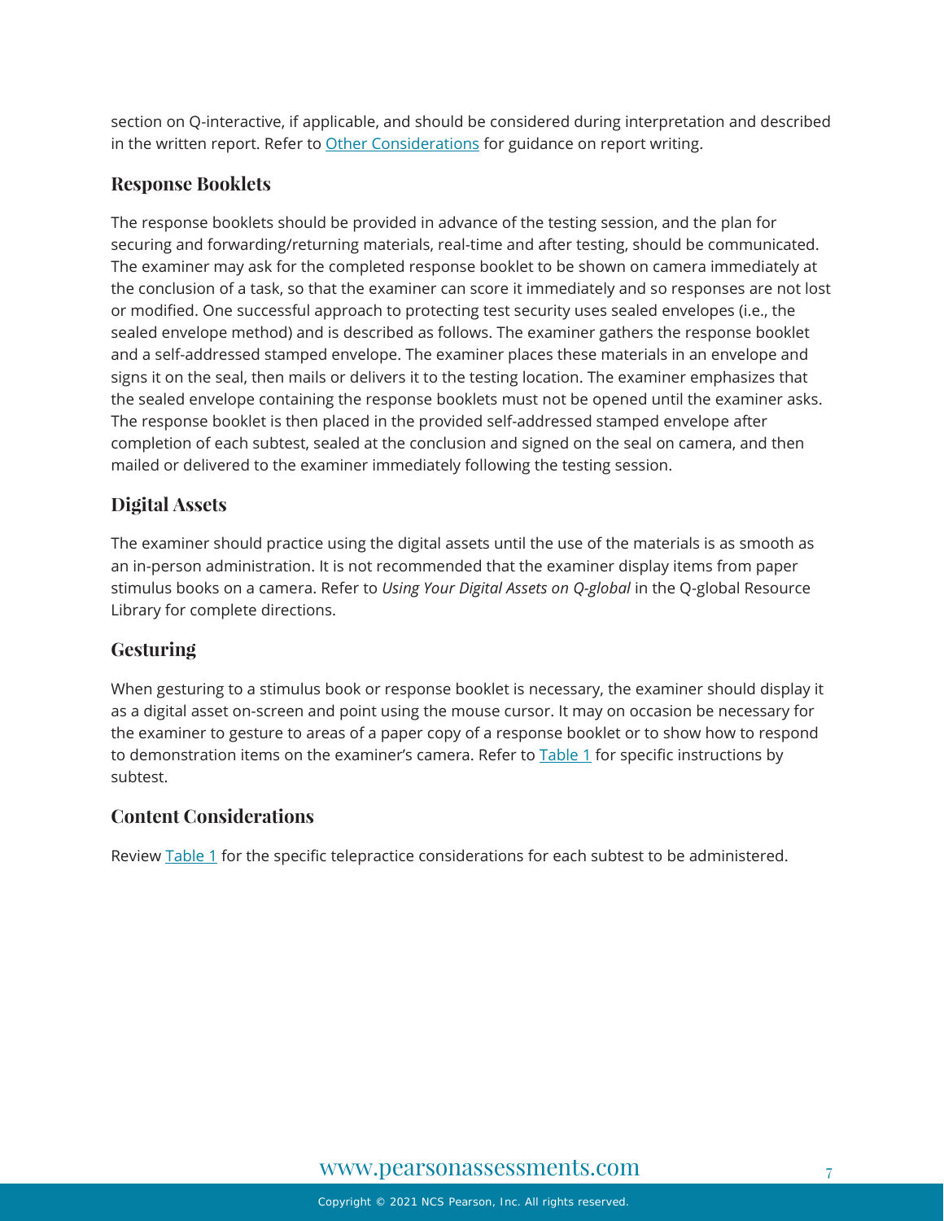section on Q-interactive, if applicable, and should be considered during interpretation and described in the written report. Refer to Other Considerations for guidance on report writing.

### Response Booklets

The response booklets should be provided in advance of the testing session, and the plan for securing and forwarding/returning materials, real-time and after testing, should be communicated. The examiner may ask for the completed response booklet to be shown on camera immediately at the conclusion of a task, so that the examiner can score it immediately and so responses are not lost or modified. One successful approach to protecting test security uses sealed envelopes (i.e., the sealed envelope method) and is described as follows. The examiner gathers the response booklet and a self-addressed stamped envelope. The examiner places these materials in an envelope and signs it on the seal, then mails or delivers it to the testing location. The examiner emphasizes that the sealed envelope containing the response booklets must not be opened until the examiner asks. The response booklet is then placed in the provided self-addressed stamped envelope after completion of each subtest, sealed at the conclusion and signed on the seal on camera, and then mailed or delivered to the examiner immediately following the testing session.

### Digital Assets

The examiner should practice using the digital assets until the use of the materials is as smooth as an in-person administration. It is not recommended that the examiner display items from paper stimulus books on a camera. Refer to *Using Your Digital Assets on Q-global* in the Q-global Resource Library for complete directions.

### Gesturing

When gesturing to a stimulus book or response booklet is necessary, the examiner should display it as a digital asset on-screen and point using the mouse cursor. It may on occasion be necessary for the examiner to gesture to areas of a paper copy of a response booklet or to show how to respond to demonstration items on the examiner's camera. Refer to Table 1 for specific instructions by subtest.

### Content Considerations

Review Table 1 for the specific telepractice considerations for each subtest to be administered.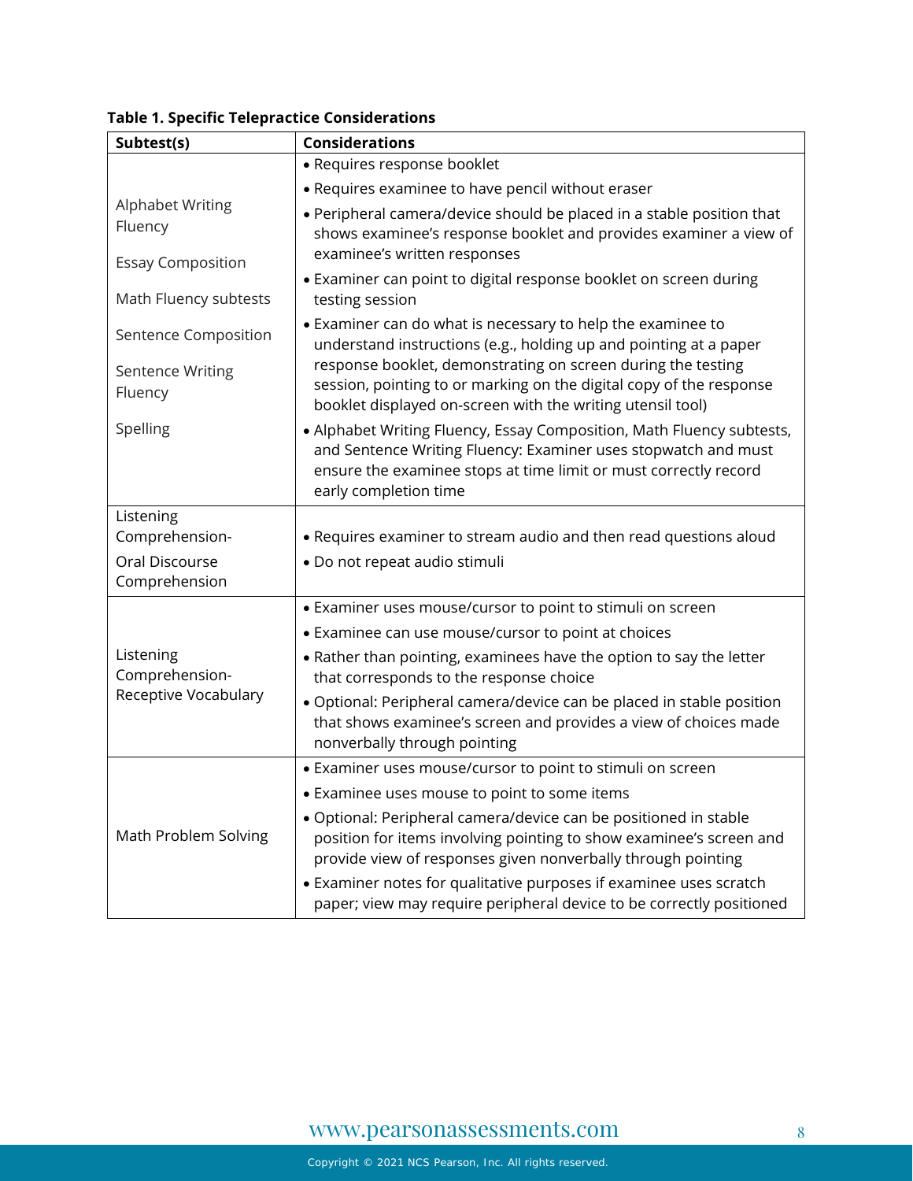**Table 1. Specific Telepractice Considerations**

| Subtest(s) | Considerations |
|---|---|
| Alphabet Writing Fluency<br><br>Essay Composition<br><br>Math Fluency subtests<br><br>Sentence Composition<br><br>Sentence Writing Fluency<br><br>Spelling | • Requires response booklet<br>• Requires examinee to have pencil without eraser<br>• Peripheral camera/device should be placed in a stable position that shows examinee's response booklet and provides examiner a view of examinee's written responses<br>• Examiner can point to digital response booklet on screen during testing session<br>• Examiner can do what is necessary to help the examinee to understand instructions (e.g., holding up and pointing at a paper response booklet, demonstrating on screen during the testing session, pointing to or marking on the digital copy of the response booklet displayed on-screen with the writing utensil tool)<br>• Alphabet Writing Fluency, Essay Composition, Math Fluency subtests, and Sentence Writing Fluency: Examiner uses stopwatch and must ensure the examinee stops at time limit or must correctly record early completion time |
| Listening Comprehension-<br>Oral Discourse Comprehension | • Requires examiner to stream audio and then read questions aloud<br>• Do not repeat audio stimuli |
| Listening Comprehension-Receptive Vocabulary | • Examiner uses mouse/cursor to point to stimuli on screen<br>• Examinee can use mouse/cursor to point at choices<br>• Rather than pointing, examinees have the option to say the letter that corresponds to the response choice<br>• Optional: Peripheral camera/device can be placed in stable position that shows examinee's screen and provides a view of choices made nonverbally through pointing |
| Math Problem Solving | • Examiner uses mouse/cursor to point to stimuli on screen<br>• Examinee uses mouse to point to some items<br>• Optional: Peripheral camera/device can be positioned in stable position for items involving pointing to show examinee's screen and provide view of responses given nonverbally through pointing<br>• Examiner notes for qualitative purposes if examinee uses scratch paper; view may require peripheral device to be correctly positioned |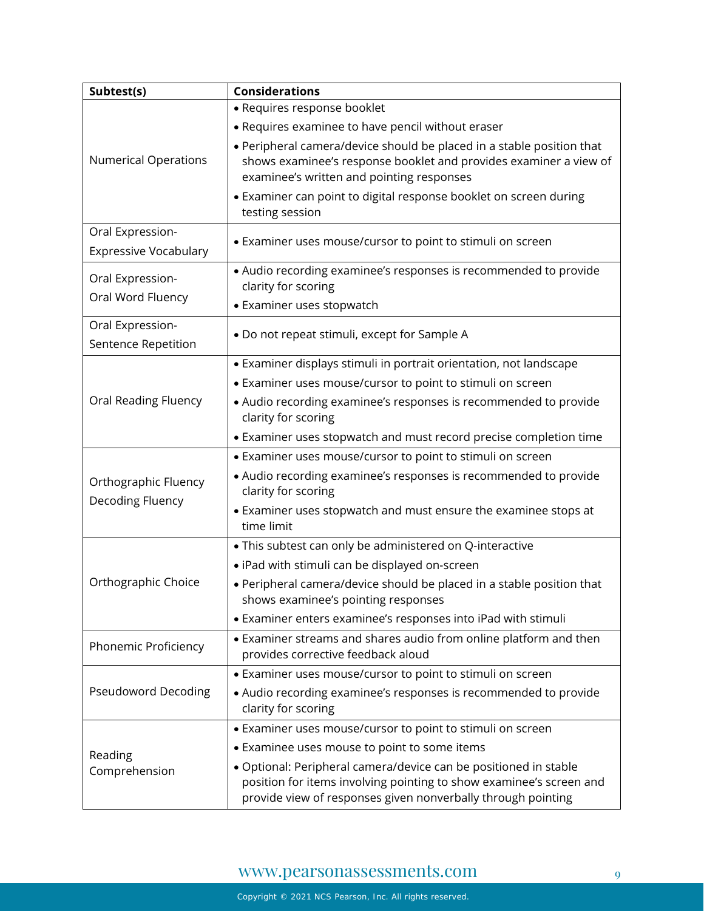| Subtest(s) | Considerations |
|---|---|
| Numerical Operations | • Requires response booklet<br>• Requires examinee to have pencil without eraser<br>• Peripheral camera/device should be placed in a stable position that shows examinee's response booklet and provides examiner a view of examinee's written and pointing responses<br>• Examiner can point to digital response booklet on screen during testing session |
| Oral Expression-Expressive Vocabulary | • Examiner uses mouse/cursor to point to stimuli on screen |
| Oral Expression-Oral Word Fluency | • Audio recording examinee's responses is recommended to provide clarity for scoring<br>• Examiner uses stopwatch |
| Oral Expression-Sentence Repetition | • Do not repeat stimuli, except for Sample A |
| Oral Reading Fluency | • Examiner displays stimuli in portrait orientation, not landscape<br>• Examiner uses mouse/cursor to point to stimuli on screen<br>• Audio recording examinee's responses is recommended to provide clarity for scoring<br>• Examiner uses stopwatch and must record precise completion time |
| Orthographic Fluency<br>Decoding Fluency | • Examiner uses mouse/cursor to point to stimuli on screen<br>• Audio recording examinee's responses is recommended to provide clarity for scoring<br>• Examiner uses stopwatch and must ensure the examinee stops at time limit |
| Orthographic Choice | • This subtest can only be administered on Q-interactive<br>• iPad with stimuli can be displayed on-screen<br>• Peripheral camera/device should be placed in a stable position that shows examinee's pointing responses<br>• Examiner enters examinee's responses into iPad with stimuli |
| Phonemic Proficiency | • Examiner streams and shares audio from online platform and then provides corrective feedback aloud |
| Pseudoword Decoding | • Examiner uses mouse/cursor to point to stimuli on screen<br>• Audio recording examinee's responses is recommended to provide clarity for scoring |
| Reading Comprehension | • Examiner uses mouse/cursor to point to stimuli on screen<br>• Examinee uses mouse to point to some items<br>• Optional: Peripheral camera/device can be positioned in stable position for items involving pointing to show examinee's screen and provide view of responses given nonverbally through pointing |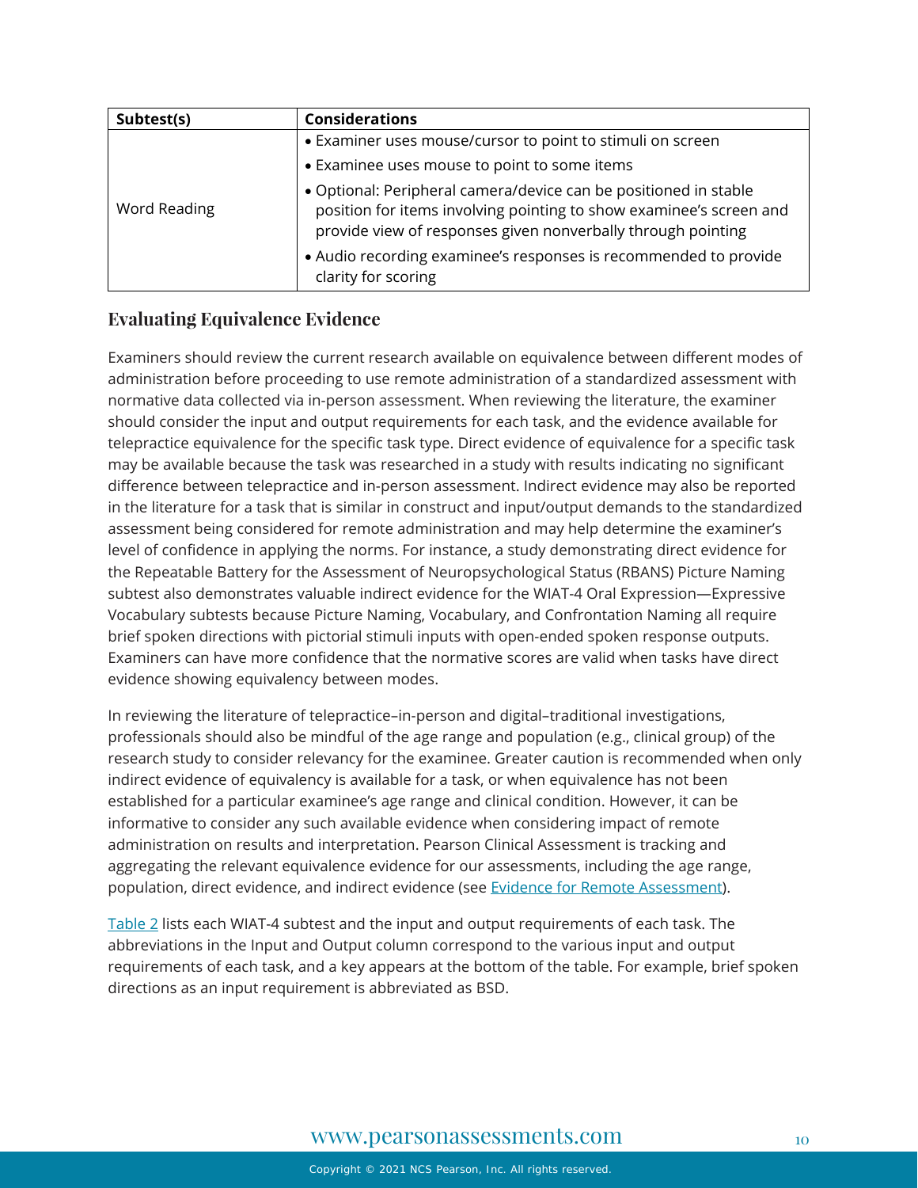| Subtest(s) | Considerations |
|---|---|
| Word Reading | • Examiner uses mouse/cursor to point to stimuli on screen<br>• Examinee uses mouse to point to some items<br>• Optional: Peripheral camera/device can be positioned in stable position for items involving pointing to show examinee's screen and provide view of responses given nonverbally through pointing<br>• Audio recording examinee's responses is recommended to provide clarity for scoring |

## Evaluating Equivalence Evidence

Examiners should review the current research available on equivalence between different modes of administration before proceeding to use remote administration of a standardized assessment with normative data collected via in-person assessment. When reviewing the literature, the examiner should consider the input and output requirements for each task, and the evidence available for telepractice equivalence for the specific task type. Direct evidence of equivalence for a specific task may be available because the task was researched in a study with results indicating no significant difference between telepractice and in-person assessment. Indirect evidence may also be reported in the literature for a task that is similar in construct and input/output demands to the standardized assessment being considered for remote administration and may help determine the examiner's level of confidence in applying the norms. For instance, a study demonstrating direct evidence for the Repeatable Battery for the Assessment of Neuropsychological Status (RBANS) Picture Naming subtest also demonstrates valuable indirect evidence for the WIAT-4 Oral Expression—Expressive Vocabulary subtests because Picture Naming, Vocabulary, and Confrontation Naming all require brief spoken directions with pictorial stimuli inputs with open-ended spoken response outputs. Examiners can have more confidence that the normative scores are valid when tasks have direct evidence showing equivalency between modes.

In reviewing the literature of telepractice–in-person and digital–traditional investigations, professionals should also be mindful of the age range and population (e.g., clinical group) of the research study to consider relevancy for the examinee. Greater caution is recommended when only indirect evidence of equivalency is available for a task, or when equivalence has not been established for a particular examinee's age range and clinical condition. However, it can be informative to consider any such available evidence when considering impact of remote administration on results and interpretation. Pearson Clinical Assessment is tracking and aggregating the relevant equivalence evidence for our assessments, including the age range, population, direct evidence, and indirect evidence (see Evidence for Remote Assessment).

Table 2 lists each WIAT-4 subtest and the input and output requirements of each task. The abbreviations in the Input and Output column correspond to the various input and output requirements of each task, and a key appears at the bottom of the table. For example, brief spoken directions as an input requirement is abbreviated as BSD.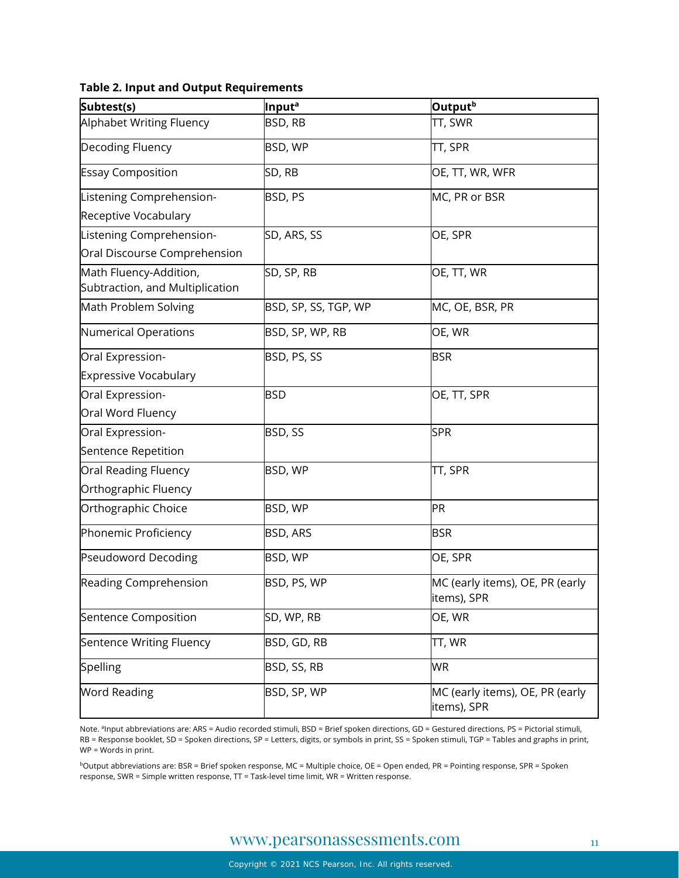**Table 2. Input and Output Requirements**

| Subtest(s) | Input[a] | Output[b] |
|---|---|---|
| Alphabet Writing Fluency | BSD, RB | TT, SWR |
| Decoding Fluency | BSD, WP | TT, SPR |
| Essay Composition | SD, RB | OE, TT, WR, WFR |
| Listening Comprehension-Receptive Vocabulary | BSD, PS | MC, PR or BSR |
| Listening Comprehension-Oral Discourse Comprehension | SD, ARS, SS | OE, SPR |
| Math Fluency-Addition, Subtraction, and Multiplication | SD, SP, RB | OE, TT, WR |
| Math Problem Solving | BSD, SP, SS, TGP, WP | MC, OE, BSR, PR |
| Numerical Operations | BSD, SP, WP, RB | OE, WR |
| Oral Expression-Expressive Vocabulary | BSD, PS, SS | BSR |
| Oral Expression-Oral Word Fluency | BSD | OE, TT, SPR |
| Oral Expression-Sentence Repetition | BSD, SS | SPR |
| Oral Reading Fluency Orthographic Fluency | BSD, WP | TT, SPR |
| Orthographic Choice | BSD, WP | PR |
| Phonemic Proficiency | BSD, ARS | BSR |
| Pseudoword Decoding | BSD, WP | OE, SPR |
| Reading Comprehension | BSD, PS, WP | MC (early items), OE, PR (early items), SPR |
| Sentence Composition | SD, WP, RB | OE, WR |
| Sentence Writing Fluency | BSD, GD, RB | TT, WR |
| Spelling | BSD, SS, RB | WR |
| Word Reading | BSD, SP, WP | MC (early items), OE, PR (early items), SPR |

Note. [a]Input abbreviations are: ARS = Audio recorded stimuli, BSD = Brief spoken directions, GD = Gestured directions, PS = Pictorial stimuli, RB = Response booklet, SD = Spoken directions, SP = Letters, digits, or symbols in print, SS = Spoken stimuli, TGP = Tables and graphs in print, WP = Words in print.

[b]Output abbreviations are: BSR = Brief spoken response, MC = Multiple choice, OE = Open ended, PR = Pointing response, SPR = Spoken response, SWR = Simple written response, TT = Task-level time limit, WR = Written response.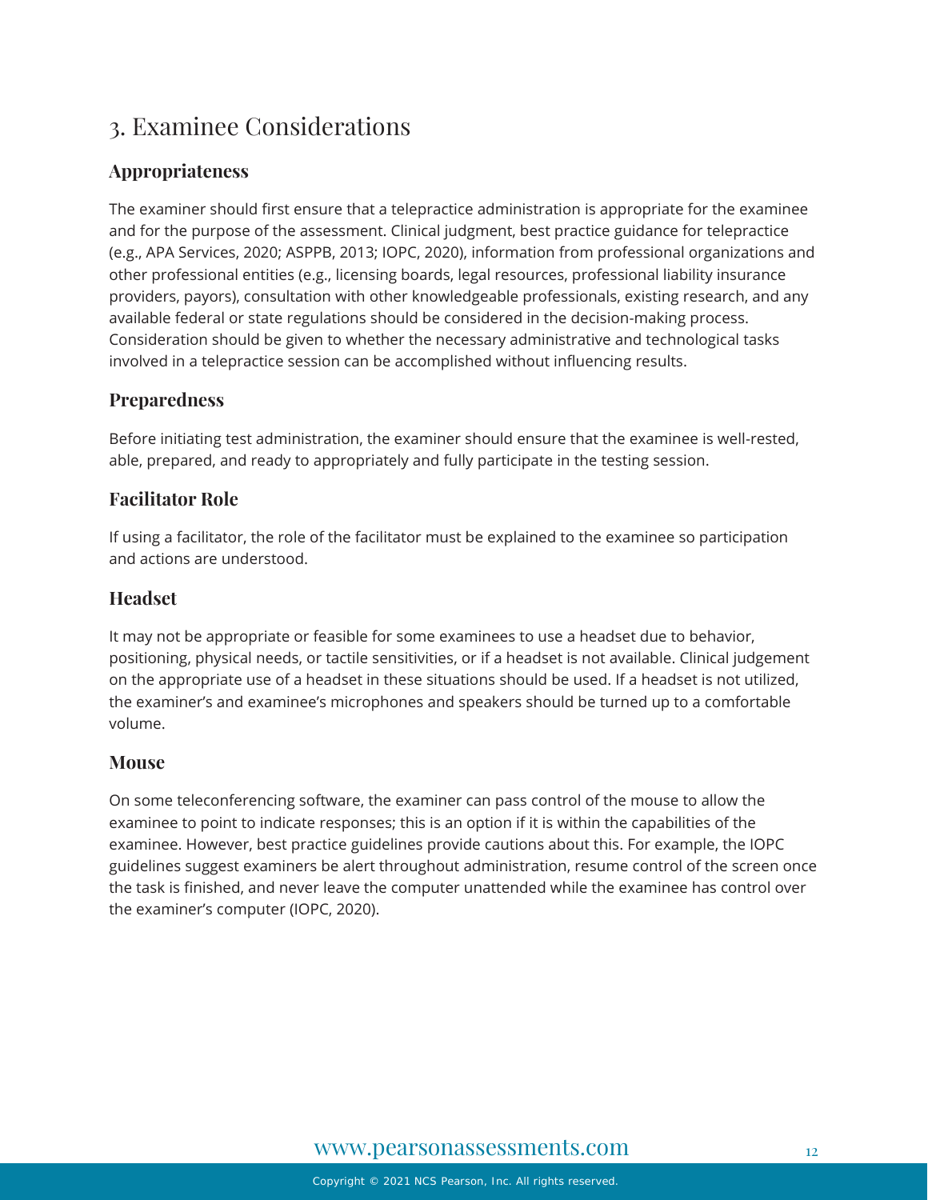# 3. Examinee Considerations

## Appropriateness

The examiner should first ensure that a telepractice administration is appropriate for the examinee and for the purpose of the assessment. Clinical judgment, best practice guidance for telepractice (e.g., APA Services, 2020; ASPPB, 2013; IOPC, 2020), information from professional organizations and other professional entities (e.g., licensing boards, legal resources, professional liability insurance providers, payors), consultation with other knowledgeable professionals, existing research, and any available federal or state regulations should be considered in the decision-making process. Consideration should be given to whether the necessary administrative and technological tasks involved in a telepractice session can be accomplished without influencing results.

## Preparedness

Before initiating test administration, the examiner should ensure that the examinee is well-rested, able, prepared, and ready to appropriately and fully participate in the testing session.

## Facilitator Role

If using a facilitator, the role of the facilitator must be explained to the examinee so participation and actions are understood.

## Headset

It may not be appropriate or feasible for some examinees to use a headset due to behavior, positioning, physical needs, or tactile sensitivities, or if a headset is not available. Clinical judgement on the appropriate use of a headset in these situations should be used. If a headset is not utilized, the examiner's and examinee's microphones and speakers should be turned up to a comfortable volume.

## Mouse

On some teleconferencing software, the examiner can pass control of the mouse to allow the examinee to point to indicate responses; this is an option if it is within the capabilities of the examinee. However, best practice guidelines provide cautions about this. For example, the IOPC guidelines suggest examiners be alert throughout administration, resume control of the screen once the task is finished, and never leave the computer unattended while the examinee has control over the examiner's computer (IOPC, 2020).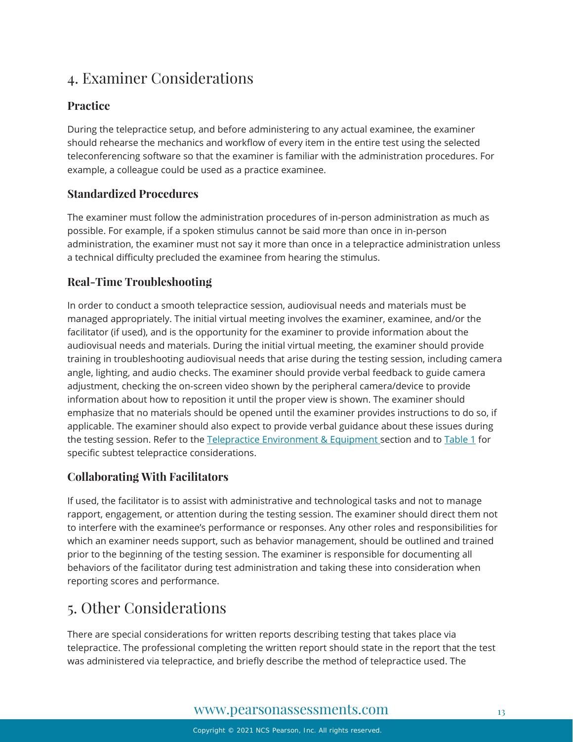# 4. Examiner Considerations

## Practice

During the telepractice setup, and before administering to any actual examinee, the examiner should rehearse the mechanics and workflow of every item in the entire test using the selected teleconferencing software so that the examiner is familiar with the administration procedures. For example, a colleague could be used as a practice examinee.

## Standardized Procedures

The examiner must follow the administration procedures of in-person administration as much as possible. For example, if a spoken stimulus cannot be said more than once in in-person administration, the examiner must not say it more than once in a telepractice administration unless a technical difficulty precluded the examinee from hearing the stimulus.

## Real-Time Troubleshooting

In order to conduct a smooth telepractice session, audiovisual needs and materials must be managed appropriately. The initial virtual meeting involves the examiner, examinee, and/or the facilitator (if used), and is the opportunity for the examiner to provide information about the audiovisual needs and materials. During the initial virtual meeting, the examiner should provide training in troubleshooting audiovisual needs that arise during the testing session, including camera angle, lighting, and audio checks. The examiner should provide verbal feedback to guide camera adjustment, checking the on-screen video shown by the peripheral camera/device to provide information about how to reposition it until the proper view is shown. The examiner should emphasize that no materials should be opened until the examiner provides instructions to do so, if applicable. The examiner should also expect to provide verbal guidance about these issues during the testing session. Refer to the Telepractice Environment & Equipment section and to Table 1 for specific subtest telepractice considerations.

## Collaborating With Facilitators

If used, the facilitator is to assist with administrative and technological tasks and not to manage rapport, engagement, or attention during the testing session. The examiner should direct them not to interfere with the examinee's performance or responses. Any other roles and responsibilities for which an examiner needs support, such as behavior management, should be outlined and trained prior to the beginning of the testing session. The examiner is responsible for documenting all behaviors of the facilitator during test administration and taking these into consideration when reporting scores and performance.

# 5. Other Considerations

There are special considerations for written reports describing testing that takes place via telepractice. The professional completing the written report should state in the report that the test was administered via telepractice, and briefly describe the method of telepractice used. The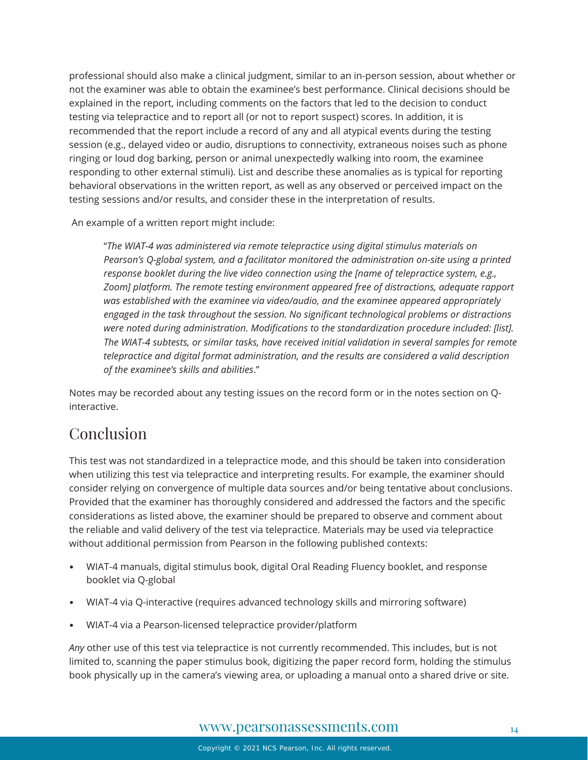professional should also make a clinical judgment, similar to an in-person session, about whether or not the examiner was able to obtain the examinee's best performance. Clinical decisions should be explained in the report, including comments on the factors that led to the decision to conduct testing via telepractice and to report all (or not to report suspect) scores. In addition, it is recommended that the report include a record of any and all atypical events during the testing session (e.g., delayed video or audio, disruptions to connectivity, extraneous noises such as phone ringing or loud dog barking, person or animal unexpectedly walking into room, the examinee responding to other external stimuli). List and describe these anomalies as is typical for reporting behavioral observations in the written report, as well as any observed or perceived impact on the testing sessions and/or results, and consider these in the interpretation of results.

An example of a written report might include:

> "*The WIAT-4 was administered via remote telepractice using digital stimulus materials on Pearson's Q-global system, and a facilitator monitored the administration on-site using a printed response booklet during the live video connection using the [name of telepractice system, e.g., Zoom] platform. The remote testing environment appeared free of distractions, adequate rapport was established with the examinee via video/audio, and the examinee appeared appropriately engaged in the task throughout the session. No significant technological problems or distractions were noted during administration. Modifications to the standardization procedure included: [list]. The WIAT-4 subtests, or similar tasks, have received initial validation in several samples for remote telepractice and digital format administration, and the results are considered a valid description of the examinee's skills and abilities*."

Notes may be recorded about any testing issues on the record form or in the notes section on Q-interactive.

## Conclusion

This test was not standardized in a telepractice mode, and this should be taken into consideration when utilizing this test via telepractice and interpreting results. For example, the examiner should consider relying on convergence of multiple data sources and/or being tentative about conclusions. Provided that the examiner has thoroughly considered and addressed the factors and the specific considerations as listed above, the examiner should be prepared to observe and comment about the reliable and valid delivery of the test via telepractice. Materials may be used via telepractice without additional permission from Pearson in the following published contexts:

- WIAT-4 manuals, digital stimulus book, digital Oral Reading Fluency booklet, and response booklet via Q-global
- WIAT-4 via Q-interactive (requires advanced technology skills and mirroring software)
- WIAT-4 via a Pearson-licensed telepractice provider/platform

*Any* other use of this test via telepractice is not currently recommended. This includes, but is not limited to, scanning the paper stimulus book, digitizing the paper record form, holding the stimulus book physically up in the camera's viewing area, or uploading a manual onto a shared drive or site.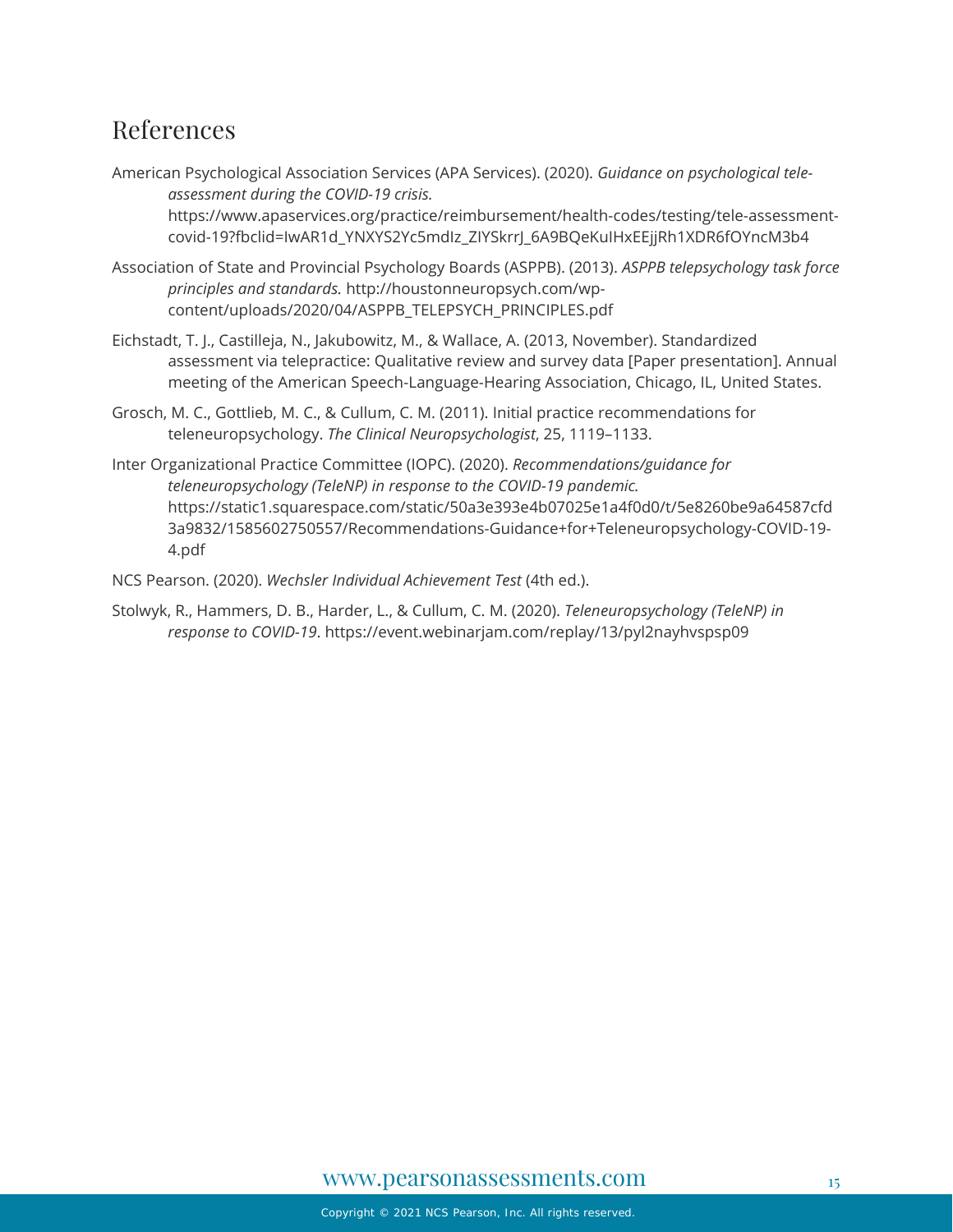## References

American Psychological Association Services (APA Services). (2020). *Guidance on psychological tele-assessment during the COVID-19 crisis.* https://www.apaservices.org/practice/reimbursement/health-codes/testing/tele-assessment-covid-19?fbclid=IwAR1d_YNXYS2Yc5mdIz_ZIYSkrrJ_6A9BQeKuIHxEEjjRh1XDR6fOYncM3b4

Association of State and Provincial Psychology Boards (ASPPB). (2013). *ASPPB telepsychology task force principles and standards.* http://houstonneuropsych.com/wp-content/uploads/2020/04/ASPPB_TELEPSYCH_PRINCIPLES.pdf

Eichstadt, T. J., Castilleja, N., Jakubowitz, M., & Wallace, A. (2013, November). Standardized assessment via telepractice: Qualitative review and survey data [Paper presentation]. Annual meeting of the American Speech-Language-Hearing Association, Chicago, IL, United States.

Grosch, M. C., Gottlieb, M. C., & Cullum, C. M. (2011). Initial practice recommendations for teleneuropsychology. *The Clinical Neuropsychologist*, 25, 1119–1133.

Inter Organizational Practice Committee (IOPC). (2020). *Recommendations/guidance for teleneuropsychology (TeleNP) in response to the COVID-19 pandemic.* https://static1.squarespace.com/static/50a3e393e4b07025e1a4f0d0/t/5e8260be9a64587cfd3a9832/1585602750557/Recommendations-Guidance+for+Teleneuropsychology-COVID-19-4.pdf

NCS Pearson. (2020). *Wechsler Individual Achievement Test* (4th ed.).

Stolwyk, R., Hammers, D. B., Harder, L., & Cullum, C. M. (2020). *Teleneuropsychology (TeleNP) in response to COVID-19*. https://event.webinarjam.com/replay/13/pyl2nayhvspsp09